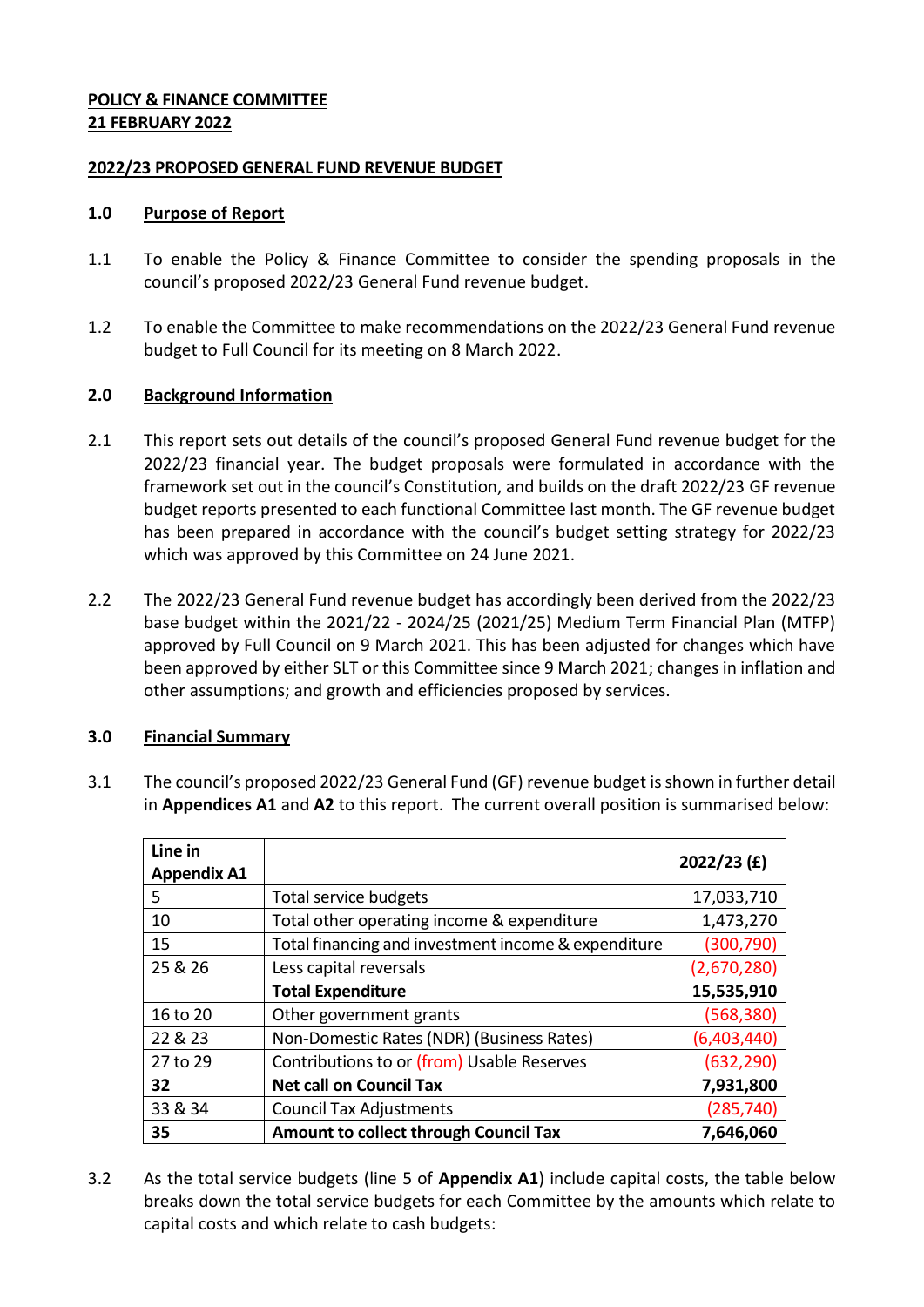**POLICY & FINANCE COMMITTEE**
**21 FEBRUARY 2022**

**2022/23 PROPOSED GENERAL FUND REVENUE BUDGET**

## 1.0 Purpose of Report

1.1 To enable the Policy & Finance Committee to consider the spending proposals in the council's proposed 2022/23 General Fund revenue budget.

1.2 To enable the Committee to make recommendations on the 2022/23 General Fund revenue budget to Full Council for its meeting on 8 March 2022.

## 2.0 Background Information

2.1 This report sets out details of the council's proposed General Fund revenue budget for the 2022/23 financial year. The budget proposals were formulated in accordance with the framework set out in the council's Constitution, and builds on the draft 2022/23 GF revenue budget reports presented to each functional Committee last month. The GF revenue budget has been prepared in accordance with the council's budget setting strategy for 2022/23 which was approved by this Committee on 24 June 2021.

2.2 The 2022/23 General Fund revenue budget has accordingly been derived from the 2022/23 base budget within the 2021/22 - 2024/25 (2021/25) Medium Term Financial Plan (MTFP) approved by Full Council on 9 March 2021. This has been adjusted for changes which have been approved by either SLT or this Committee since 9 March 2021; changes in inflation and other assumptions; and growth and efficiencies proposed by services.

## 3.0 Financial Summary

3.1 The council's proposed 2022/23 General Fund (GF) revenue budget is shown in further detail in **Appendices A1** and **A2** to this report. The current overall position is summarised below:

| Line in Appendix A1 | | 2022/23 (£) |
|---|---|---|
| 5 | Total service budgets | 17,033,710 |
| 10 | Total other operating income & expenditure | 1,473,270 |
| 15 | Total financing and investment income & expenditure | (300,790) |
| 25 & 26 | Less capital reversals | (2,670,280) |
| | **Total Expenditure** | **15,535,910** |
| 16 to 20 | Other government grants | (568,380) |
| 22 & 23 | Non-Domestic Rates (NDR) (Business Rates) | (6,403,440) |
| 27 to 29 | Contributions to or (from) Usable Reserves | (632,290) |
| **32** | **Net call on Council Tax** | **7,931,800** |
| 33 & 34 | Council Tax Adjustments | (285,740) |
| **35** | **Amount to collect through Council Tax** | **7,646,060** |

3.2 As the total service budgets (line 5 of **Appendix A1**) include capital costs, the table below breaks down the total service budgets for each Committee by the amounts which relate to capital costs and which relate to cash budgets: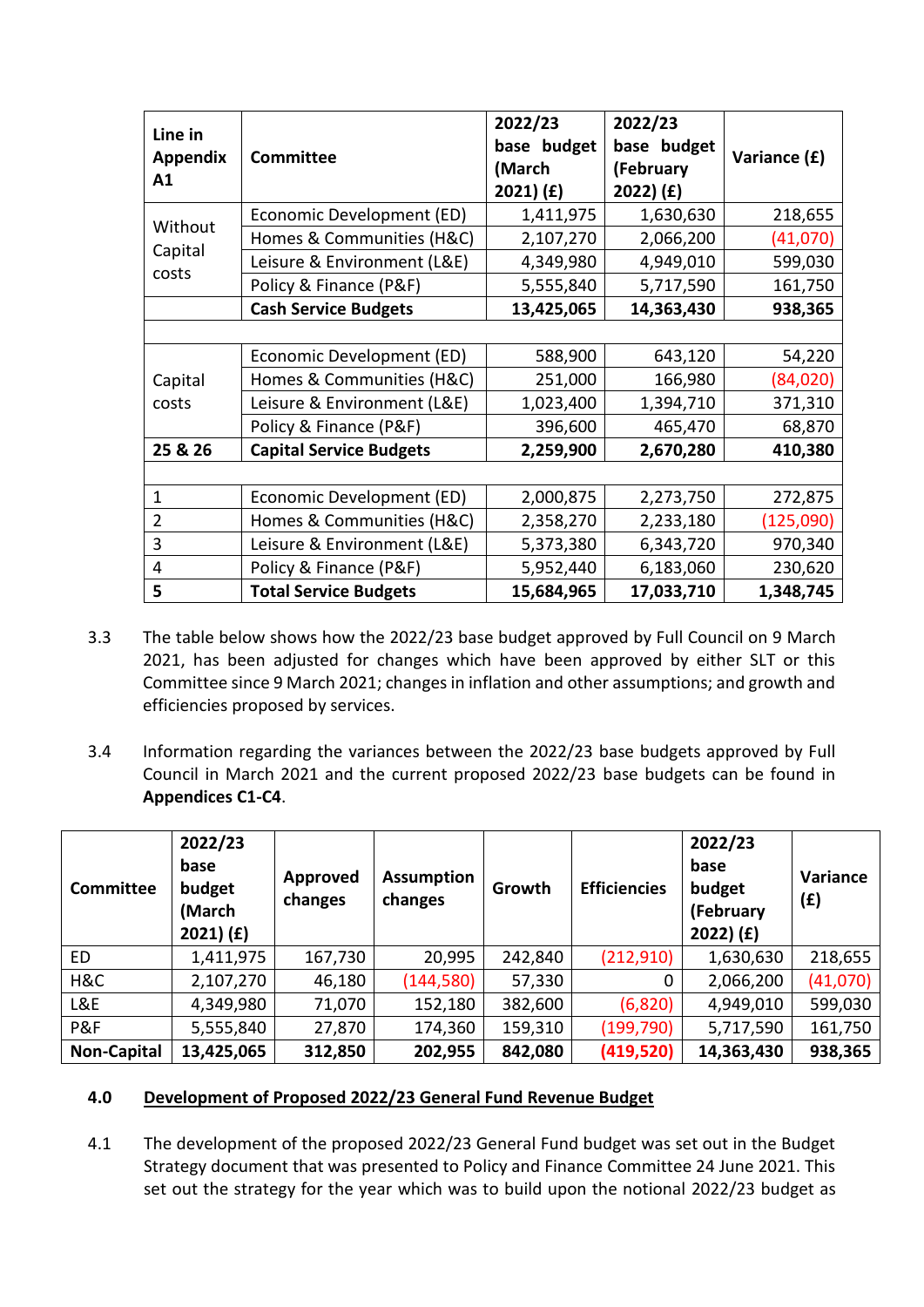| Line in Appendix A1 | Committee | 2022/23 base budget (March 2021) (£) | 2022/23 base budget (February 2022) (£) | Variance (£) |
|---|---|---|---|---|
| Without Capital costs | Economic Development (ED) | 1,411,975 | 1,630,630 | 218,655 |
| | Homes & Communities (H&C) | 2,107,270 | 2,066,200 | (41,070) |
| | Leisure & Environment (L&E) | 4,349,980 | 4,949,010 | 599,030 |
| | Policy & Finance (P&F) | 5,555,840 | 5,717,590 | 161,750 |
| | **Cash Service Budgets** | **13,425,065** | **14,363,430** | **938,365** |
| | | | | |
| Capital costs | Economic Development (ED) | 588,900 | 643,120 | 54,220 |
| | Homes & Communities (H&C) | 251,000 | 166,980 | (84,020) |
| | Leisure & Environment (L&E) | 1,023,400 | 1,394,710 | 371,310 |
| | Policy & Finance (P&F) | 396,600 | 465,470 | 68,870 |
| **25 & 26** | **Capital Service Budgets** | **2,259,900** | **2,670,280** | **410,380** |
| | | | | |
| 1 | Economic Development (ED) | 2,000,875 | 2,273,750 | 272,875 |
| 2 | Homes & Communities (H&C) | 2,358,270 | 2,233,180 | (125,090) |
| 3 | Leisure & Environment (L&E) | 5,373,380 | 6,343,720 | 970,340 |
| 4 | Policy & Finance (P&F) | 5,952,440 | 6,183,060 | 230,620 |
| **5** | **Total Service Budgets** | **15,684,965** | **17,033,710** | **1,348,745** |

3.3 The table below shows how the 2022/23 base budget approved by Full Council on 9 March 2021, has been adjusted for changes which have been approved by either SLT or this Committee since 9 March 2021; changes in inflation and other assumptions; and growth and efficiencies proposed by services.

3.4 Information regarding the variances between the 2022/23 base budgets approved by Full Council in March 2021 and the current proposed 2022/23 base budgets can be found in **Appendices C1-C4**.

| Committee | 2022/23 base budget (March 2021) (£) | Approved changes | Assumption changes | Growth | Efficiencies | 2022/23 base budget (February 2022) (£) | Variance (£) |
|---|---|---|---|---|---|---|---|
| ED | 1,411,975 | 167,730 | 20,995 | 242,840 | (212,910) | 1,630,630 | 218,655 |
| H&C | 2,107,270 | 46,180 | (144,580) | 57,330 | 0 | 2,066,200 | (41,070) |
| L&E | 4,349,980 | 71,070 | 152,180 | 382,600 | (6,820) | 4,949,010 | 599,030 |
| P&F | 5,555,840 | 27,870 | 174,360 | 159,310 | (199,790) | 5,717,590 | 161,750 |
| **Non-Capital** | **13,425,065** | **312,850** | **202,955** | **842,080** | **(419,520)** | **14,363,430** | **938,365** |

## 4.0 Development of Proposed 2022/23 General Fund Revenue Budget

4.1 The development of the proposed 2022/23 General Fund budget was set out in the Budget Strategy document that was presented to Policy and Finance Committee 24 June 2021. This set out the strategy for the year which was to build upon the notional 2022/23 budget as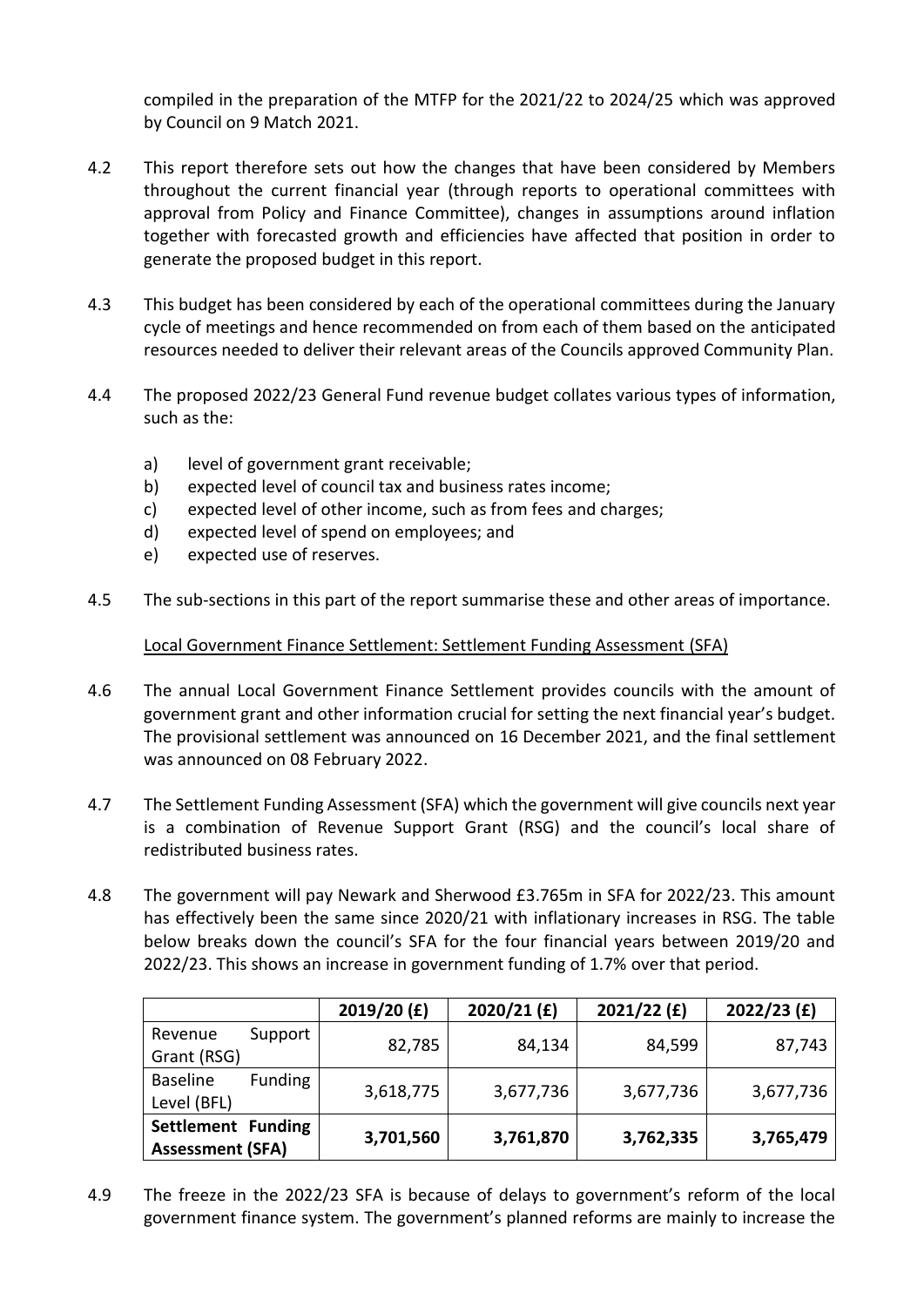compiled in the preparation of the MTFP for the 2021/22 to 2024/25 which was approved by Council on 9 Match 2021.

4.2 This report therefore sets out how the changes that have been considered by Members throughout the current financial year (through reports to operational committees with approval from Policy and Finance Committee), changes in assumptions around inflation together with forecasted growth and efficiencies have affected that position in order to generate the proposed budget in this report.

4.3 This budget has been considered by each of the operational committees during the January cycle of meetings and hence recommended on from each of them based on the anticipated resources needed to deliver their relevant areas of the Councils approved Community Plan.

4.4 The proposed 2022/23 General Fund revenue budget collates various types of information, such as the:

a) level of government grant receivable;
b) expected level of council tax and business rates income;
c) expected level of other income, such as from fees and charges;
d) expected level of spend on employees; and
e) expected use of reserves.

4.5 The sub-sections in this part of the report summarise these and other areas of importance.

Local Government Finance Settlement: Settlement Funding Assessment (SFA)

4.6 The annual Local Government Finance Settlement provides councils with the amount of government grant and other information crucial for setting the next financial year's budget. The provisional settlement was announced on 16 December 2021, and the final settlement was announced on 08 February 2022.

4.7 The Settlement Funding Assessment (SFA) which the government will give councils next year is a combination of Revenue Support Grant (RSG) and the council's local share of redistributed business rates.

4.8 The government will pay Newark and Sherwood £3.765m in SFA for 2022/23. This amount has effectively been the same since 2020/21 with inflationary increases in RSG. The table below breaks down the council's SFA for the four financial years between 2019/20 and 2022/23. This shows an increase in government funding of 1.7% over that period.

| | 2019/20 (£) | 2020/21 (£) | 2021/22 (£) | 2022/23 (£) |
|---|---|---|---|---|
| Revenue Support Grant (RSG) | 82,785 | 84,134 | 84,599 | 87,743 |
| Baseline Funding Level (BFL) | 3,618,775 | 3,677,736 | 3,677,736 | 3,677,736 |
| **Settlement Funding Assessment (SFA)** | **3,701,560** | **3,761,870** | **3,762,335** | **3,765,479** |

4.9 The freeze in the 2022/23 SFA is because of delays to government's reform of the local government finance system. The government's planned reforms are mainly to increase the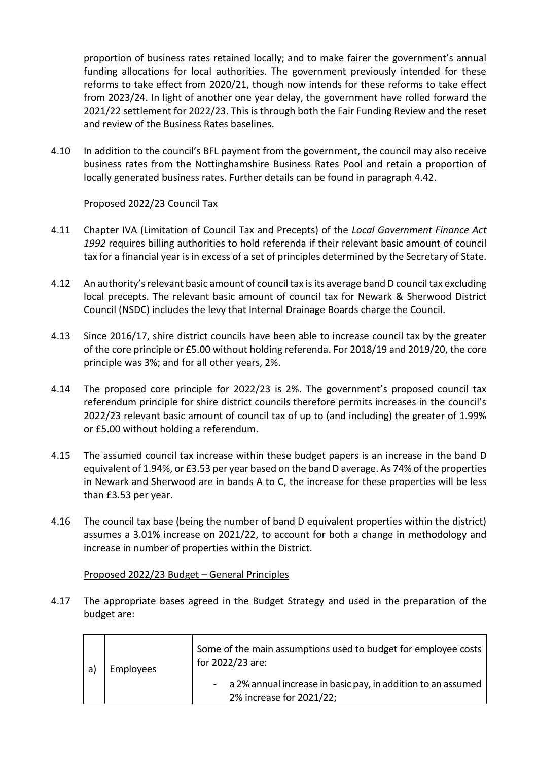proportion of business rates retained locally; and to make fairer the government's annual funding allocations for local authorities. The government previously intended for these reforms to take effect from 2020/21, though now intends for these reforms to take effect from 2023/24. In light of another one year delay, the government have rolled forward the 2021/22 settlement for 2022/23. This is through both the Fair Funding Review and the reset and review of the Business Rates baselines.

4.10 In addition to the council's BFL payment from the government, the council may also receive business rates from the Nottinghamshire Business Rates Pool and retain a proportion of locally generated business rates. Further details can be found in paragraph 4.42.

Proposed 2022/23 Council Tax

4.11 Chapter IVA (Limitation of Council Tax and Precepts) of the *Local Government Finance Act 1992* requires billing authorities to hold referenda if their relevant basic amount of council tax for a financial year is in excess of a set of principles determined by the Secretary of State.

4.12 An authority's relevant basic amount of council tax is its average band D council tax excluding local precepts. The relevant basic amount of council tax for Newark & Sherwood District Council (NSDC) includes the levy that Internal Drainage Boards charge the Council.

4.13 Since 2016/17, shire district councils have been able to increase council tax by the greater of the core principle or £5.00 without holding referenda. For 2018/19 and 2019/20, the core principle was 3%; and for all other years, 2%.

4.14 The proposed core principle for 2022/23 is 2%. The government's proposed council tax referendum principle for shire district councils therefore permits increases in the council's 2022/23 relevant basic amount of council tax of up to (and including) the greater of 1.99% or £5.00 without holding a referendum.

4.15 The assumed council tax increase within these budget papers is an increase in the band D equivalent of 1.94%, or £3.53 per year based on the band D average. As 74% of the properties in Newark and Sherwood are in bands A to C, the increase for these properties will be less than £3.53 per year.

4.16 The council tax base (being the number of band D equivalent properties within the district) assumes a 3.01% increase on 2021/22, to account for both a change in methodology and increase in number of properties within the District.

Proposed 2022/23 Budget – General Principles

4.17 The appropriate bases agreed in the Budget Strategy and used in the preparation of the budget are:

| | | |
|---|---|---|
| a) | Employees | Some of the main assumptions used to budget for employee costs for 2022/23 are:<br>- a 2% annual increase in basic pay, in addition to an assumed 2% increase for 2021/22; |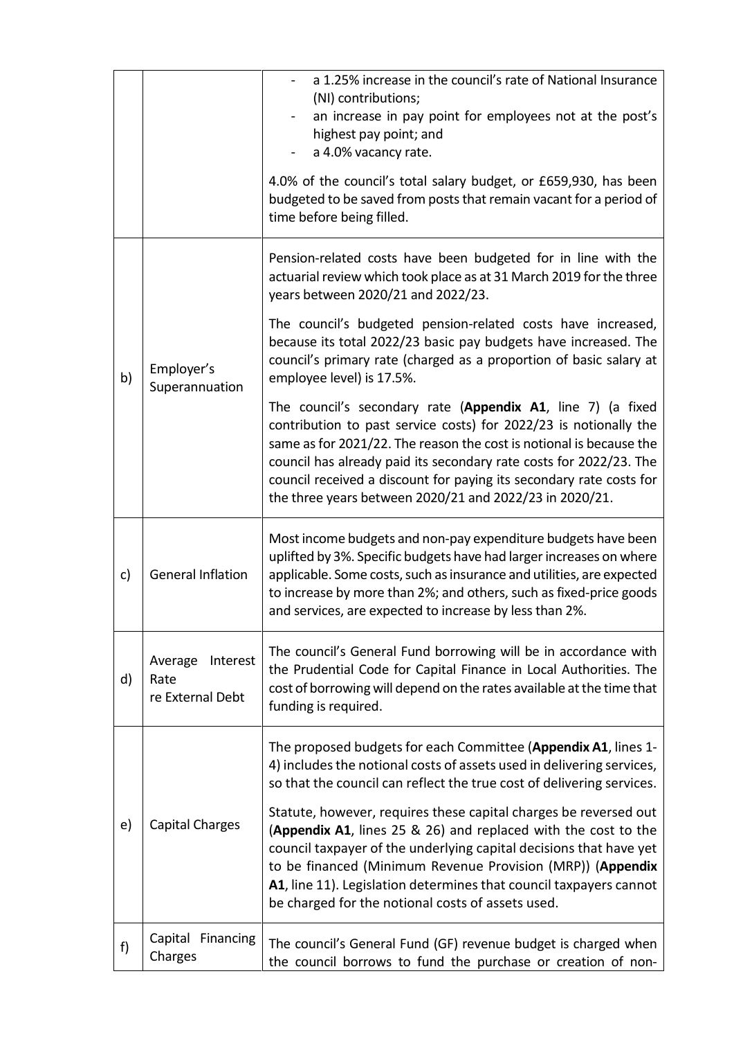| | | |
|---|---|---|
| | | - a 1.25% increase in the council's rate of National Insurance (NI) contributions;<br>- an increase in pay point for employees not at the post's highest pay point; and<br>- a 4.0% vacancy rate.<br><br>4.0% of the council's total salary budget, or £659,930, has been budgeted to be saved from posts that remain vacant for a period of time before being filled. |
| b) | Employer's Superannuation | Pension-related costs have been budgeted for in line with the actuarial review which took place as at 31 March 2019 for the three years between 2020/21 and 2022/23.<br><br>The council's budgeted pension-related costs have increased, because its total 2022/23 basic pay budgets have increased. The council's primary rate (charged as a proportion of basic salary at employee level) is 17.5%.<br><br>The council's secondary rate (**Appendix A1**, line 7) (a fixed contribution to past service costs) for 2022/23 is notionally the same as for 2021/22. The reason the cost is notional is because the council has already paid its secondary rate costs for 2022/23. The council received a discount for paying its secondary rate costs for the three years between 2020/21 and 2022/23 in 2020/21. |
| c) | General Inflation | Most income budgets and non-pay expenditure budgets have been uplifted by 3%. Specific budgets have had larger increases on where applicable. Some costs, such as insurance and utilities, are expected to increase by more than 2%; and others, such as fixed-price goods and services, are expected to increase by less than 2%. |
| d) | Average Interest Rate re External Debt | The council's General Fund borrowing will be in accordance with the Prudential Code for Capital Finance in Local Authorities. The cost of borrowing will depend on the rates available at the time that funding is required. |
| e) | Capital Charges | The proposed budgets for each Committee (**Appendix A1**, lines 1-4) includes the notional costs of assets used in delivering services, so that the council can reflect the true cost of delivering services.<br><br>Statute, however, requires these capital charges be reversed out (**Appendix A1**, lines 25 & 26) and replaced with the cost to the council taxpayer of the underlying capital decisions that have yet to be financed (Minimum Revenue Provision (MRP)) (**Appendix A1**, line 11). Legislation determines that council taxpayers cannot be charged for the notional costs of assets used. |
| f) | Capital Financing Charges | The council's General Fund (GF) revenue budget is charged when the council borrows to fund the purchase or creation of non- |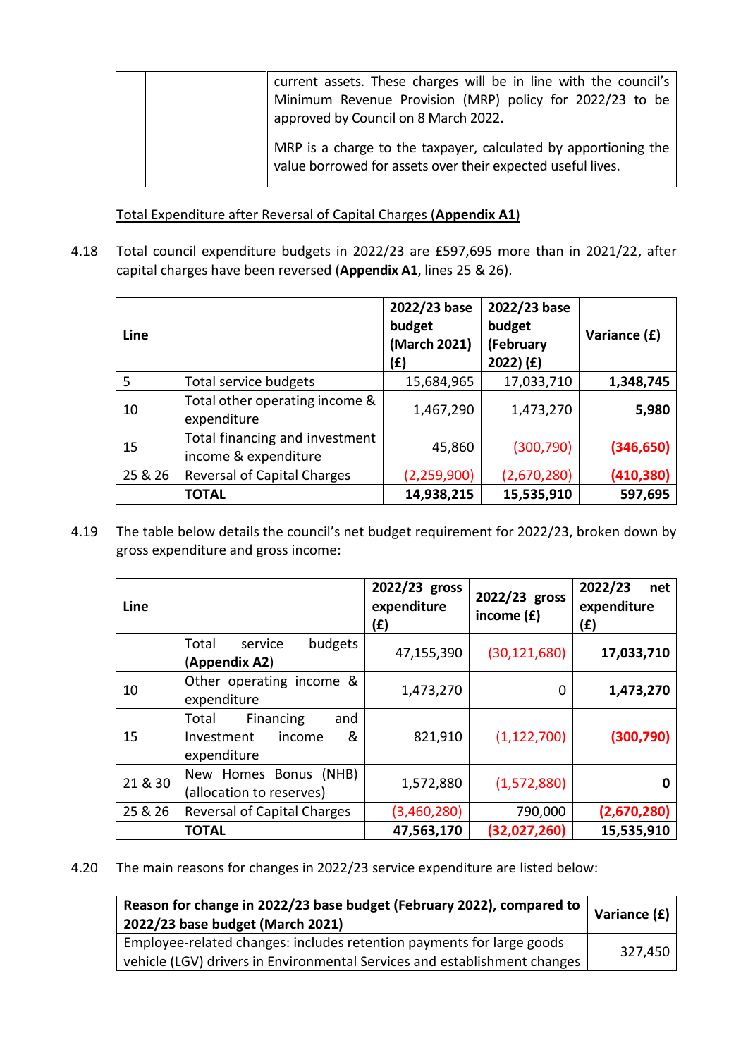| | | current assets. These charges will be in line with the council's Minimum Revenue Provision (MRP) policy for 2022/23 to be approved by Council on 8 March 2022.<br><br>MRP is a charge to the taxpayer, calculated by apportioning the value borrowed for assets over their expected useful lives. |
|---|---|---|

Total Expenditure after Reversal of Capital Charges (**Appendix A1**)

4.18 Total council expenditure budgets in 2022/23 are £597,695 more than in 2021/22, after capital charges have been reversed (**Appendix A1**, lines 25 & 26).

| **Line** | | **2022/23 base budget (March 2021) (£)** | **2022/23 base budget (February 2022) (£)** | **Variance (£)** |
|---|---|---|---|---|
| 5 | Total service budgets | 15,684,965 | 17,033,710 | **1,348,745** |
| 10 | Total other operating income & expenditure | 1,467,290 | 1,473,270 | **5,980** |
| 15 | Total financing and investment income & expenditure | 45,860 | (300,790) | **(346,650)** |
| 25 & 26 | Reversal of Capital Charges | (2,259,900) | (2,670,280) | **(410,380)** |
| | **TOTAL** | **14,938,215** | **15,535,910** | **597,695** |

4.19 The table below details the council's net budget requirement for 2022/23, broken down by gross expenditure and gross income:

| **Line** | | **2022/23 gross expenditure (£)** | **2022/23 gross income (£)** | **2022/23 net expenditure (£)** |
|---|---|---|---|---|
| | Total service budgets (**Appendix A2**) | 47,155,390 | (30,121,680) | **17,033,710** |
| 10 | Other operating income & expenditure | 1,473,270 | 0 | **1,473,270** |
| 15 | Total Financing and Investment income & expenditure | 821,910 | (1,122,700) | **(300,790)** |
| 21 & 30 | New Homes Bonus (NHB) (allocation to reserves) | 1,572,880 | (1,572,880) | **0** |
| 25 & 26 | Reversal of Capital Charges | (3,460,280) | 790,000 | **(2,670,280)** |
| | **TOTAL** | **47,563,170** | **(32,027,260)** | **15,535,910** |

4.20 The main reasons for changes in 2022/23 service expenditure are listed below:

| **Reason for change in 2022/23 base budget (February 2022), compared to 2022/23 base budget (March 2021)** | **Variance (£)** |
|---|---|
| Employee-related changes: includes retention payments for large goods vehicle (LGV) drivers in Environmental Services and establishment changes | 327,450 |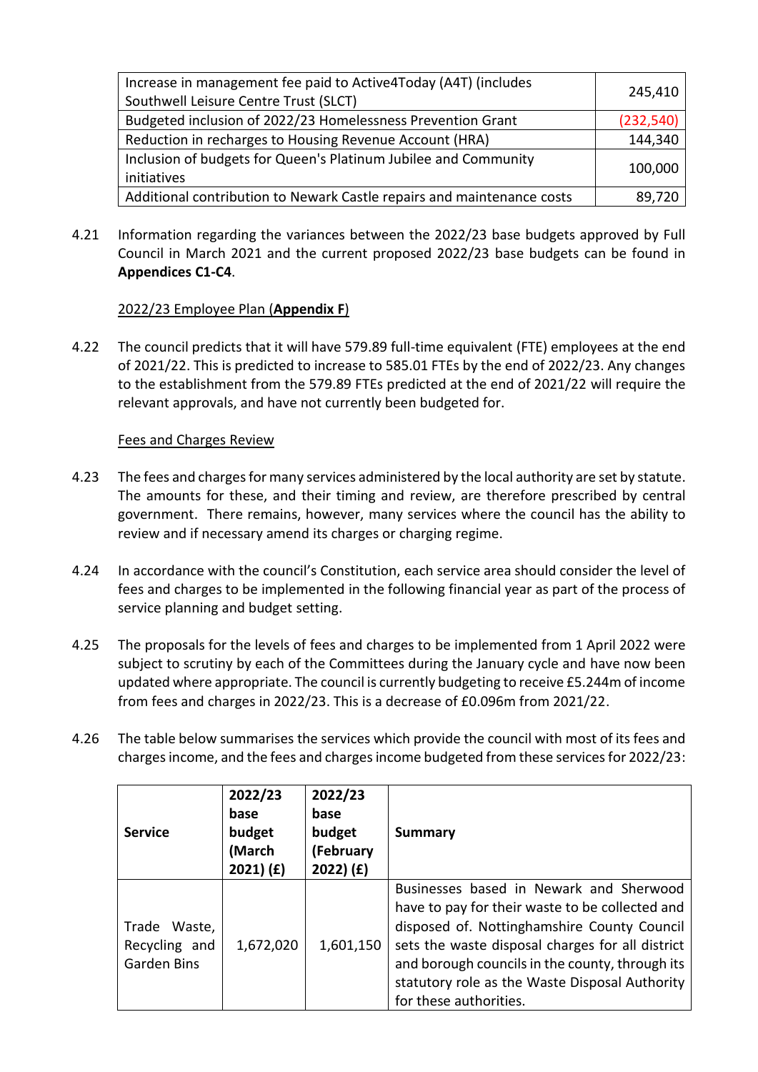| | |
|---|---|
| Increase in management fee paid to Active4Today (A4T) (includes Southwell Leisure Centre Trust (SLCT) | 245,410 |
| Budgeted inclusion of 2022/23 Homelessness Prevention Grant | (232,540) |
| Reduction in recharges to Housing Revenue Account (HRA) | 144,340 |
| Inclusion of budgets for Queen's Platinum Jubilee and Community initiatives | 100,000 |
| Additional contribution to Newark Castle repairs and maintenance costs | 89,720 |

4.21 Information regarding the variances between the 2022/23 base budgets approved by Full Council in March 2021 and the current proposed 2022/23 base budgets can be found in **Appendices C1-C4**.

2022/23 Employee Plan (**Appendix F**)

4.22 The council predicts that it will have 579.89 full-time equivalent (FTE) employees at the end of 2021/22. This is predicted to increase to 585.01 FTEs by the end of 2022/23. Any changes to the establishment from the 579.89 FTEs predicted at the end of 2021/22 will require the relevant approvals, and have not currently been budgeted for.

Fees and Charges Review

4.23 The fees and charges for many services administered by the local authority are set by statute. The amounts for these, and their timing and review, are therefore prescribed by central government. There remains, however, many services where the council has the ability to review and if necessary amend its charges or charging regime.

4.24 In accordance with the council's Constitution, each service area should consider the level of fees and charges to be implemented in the following financial year as part of the process of service planning and budget setting.

4.25 The proposals for the levels of fees and charges to be implemented from 1 April 2022 were subject to scrutiny by each of the Committees during the January cycle and have now been updated where appropriate. The council is currently budgeting to receive £5.244m of income from fees and charges in 2022/23. This is a decrease of £0.096m from 2021/22.

4.26 The table below summarises the services which provide the council with most of its fees and charges income, and the fees and charges income budgeted from these services for 2022/23:

| Service | 2022/23 base budget (March 2021) (£) | 2022/23 base budget (February 2022) (£) | Summary |
|---|---|---|---|
| Trade Waste, Recycling and Garden Bins | 1,672,020 | 1,601,150 | Businesses based in Newark and Sherwood have to pay for their waste to be collected and disposed of. Nottinghamshire County Council sets the waste disposal charges for all district and borough councils in the county, through its statutory role as the Waste Disposal Authority for these authorities. |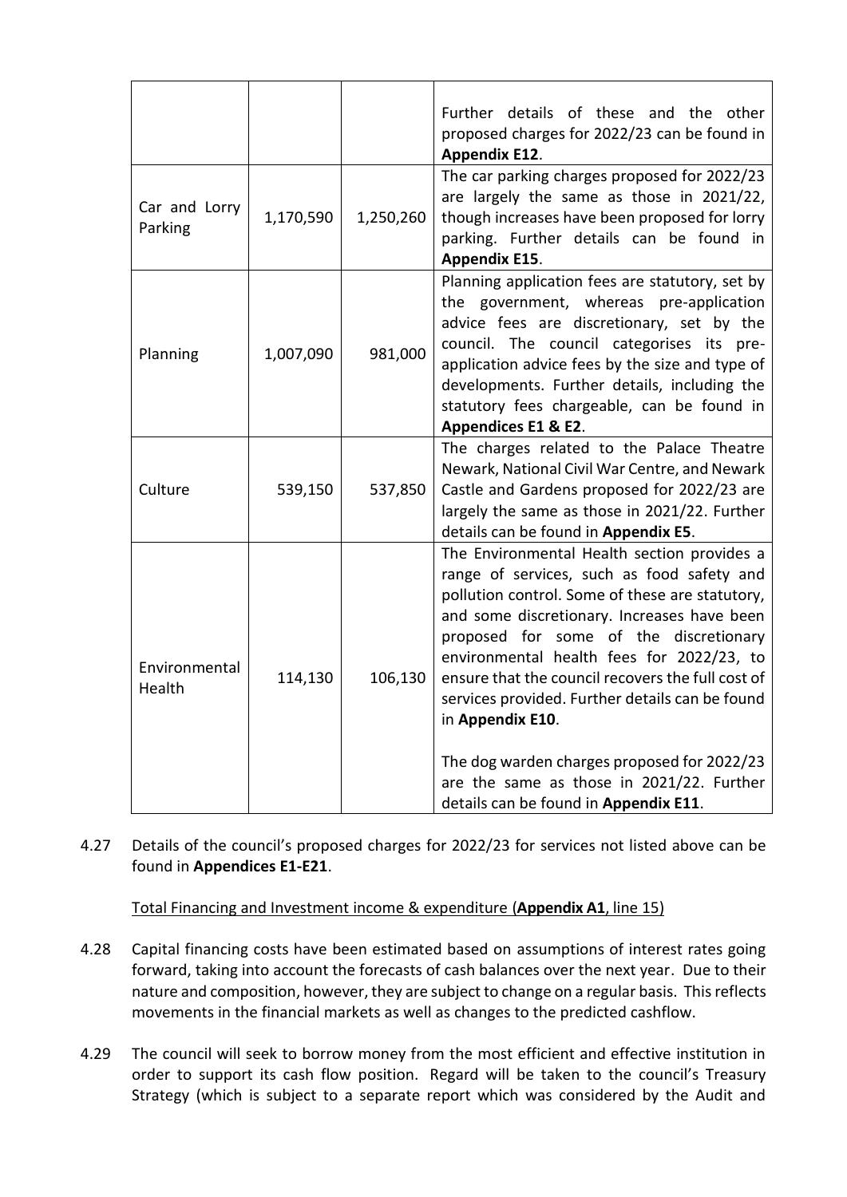| | | | |
|---|---|---|---|
| | | | Further details of these and the other proposed charges for 2022/23 can be found in **Appendix E12**. |
| Car and Lorry Parking | 1,170,590 | 1,250,260 | The car parking charges proposed for 2022/23 are largely the same as those in 2021/22, though increases have been proposed for lorry parking. Further details can be found in **Appendix E15**. |
| Planning | 1,007,090 | 981,000 | Planning application fees are statutory, set by the government, whereas pre-application advice fees are discretionary, set by the council. The council categorises its pre-application advice fees by the size and type of developments. Further details, including the statutory fees chargeable, can be found in **Appendices E1 & E2**. |
| Culture | 539,150 | 537,850 | The charges related to the Palace Theatre Newark, National Civil War Centre, and Newark Castle and Gardens proposed for 2022/23 are largely the same as those in 2021/22. Further details can be found in **Appendix E5**. |
| Environmental Health | 114,130 | 106,130 | The Environmental Health section provides a range of services, such as food safety and pollution control. Some of these are statutory, and some discretionary. Increases have been proposed for some of the discretionary environmental health fees for 2022/23, to ensure that the council recovers the full cost of services provided. Further details can be found in **Appendix E10**.<br><br>The dog warden charges proposed for 2022/23 are the same as those in 2021/22. Further details can be found in **Appendix E11**. |

4.27 Details of the council's proposed charges for 2022/23 for services not listed above can be found in **Appendices E1-E21**.

Total Financing and Investment income & expenditure (**Appendix A1**, line 15)

4.28 Capital financing costs have been estimated based on assumptions of interest rates going forward, taking into account the forecasts of cash balances over the next year. Due to their nature and composition, however, they are subject to change on a regular basis. This reflects movements in the financial markets as well as changes to the predicted cashflow.

4.29 The council will seek to borrow money from the most efficient and effective institution in order to support its cash flow position. Regard will be taken to the council's Treasury Strategy (which is subject to a separate report which was considered by the Audit and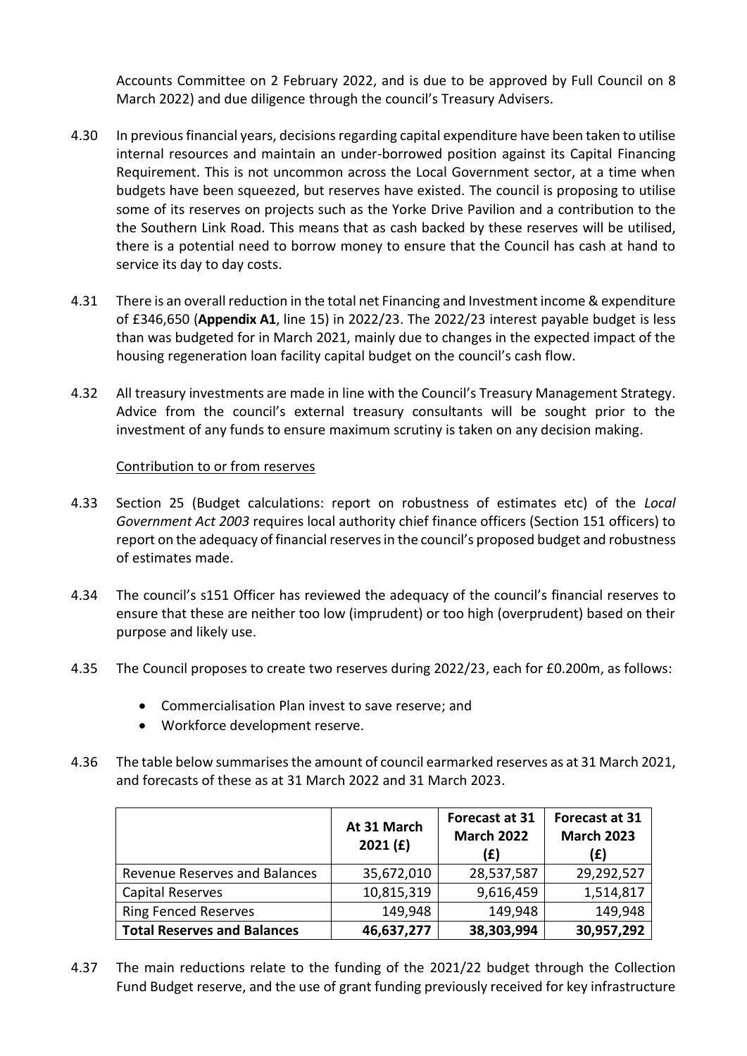Accounts Committee on 2 February 2022, and is due to be approved by Full Council on 8 March 2022) and due diligence through the council's Treasury Advisers.

4.30 In previous financial years, decisions regarding capital expenditure have been taken to utilise internal resources and maintain an under-borrowed position against its Capital Financing Requirement. This is not uncommon across the Local Government sector, at a time when budgets have been squeezed, but reserves have existed. The council is proposing to utilise some of its reserves on projects such as the Yorke Drive Pavilion and a contribution to the the Southern Link Road. This means that as cash backed by these reserves will be utilised, there is a potential need to borrow money to ensure that the Council has cash at hand to service its day to day costs.

4.31 There is an overall reduction in the total net Financing and Investment income & expenditure of £346,650 (**Appendix A1**, line 15) in 2022/23. The 2022/23 interest payable budget is less than was budgeted for in March 2021, mainly due to changes in the expected impact of the housing regeneration loan facility capital budget on the council's cash flow.

4.32 All treasury investments are made in line with the Council's Treasury Management Strategy. Advice from the council's external treasury consultants will be sought prior to the investment of any funds to ensure maximum scrutiny is taken on any decision making.

Contribution to or from reserves

4.33 Section 25 (Budget calculations: report on robustness of estimates etc) of the *Local Government Act 2003* requires local authority chief finance officers (Section 151 officers) to report on the adequacy of financial reserves in the council's proposed budget and robustness of estimates made.

4.34 The council's s151 Officer has reviewed the adequacy of the council's financial reserves to ensure that these are neither too low (imprudent) or too high (overprudent) based on their purpose and likely use.

4.35 The Council proposes to create two reserves during 2022/23, each for £0.200m, as follows:

- Commercialisation Plan invest to save reserve; and
- Workforce development reserve.

4.36 The table below summarises the amount of council earmarked reserves as at 31 March 2021, and forecasts of these as at 31 March 2022 and 31 March 2023.

| | At 31 March 2021 (£) | Forecast at 31 March 2022 (£) | Forecast at 31 March 2023 (£) |
|---|---|---|---|
| Revenue Reserves and Balances | 35,672,010 | 28,537,587 | 29,292,527 |
| Capital Reserves | 10,815,319 | 9,616,459 | 1,514,817 |
| Ring Fenced Reserves | 149,948 | 149,948 | 149,948 |
| **Total Reserves and Balances** | **46,637,277** | **38,303,994** | **30,957,292** |

4.37 The main reductions relate to the funding of the 2021/22 budget through the Collection Fund Budget reserve, and the use of grant funding previously received for key infrastructure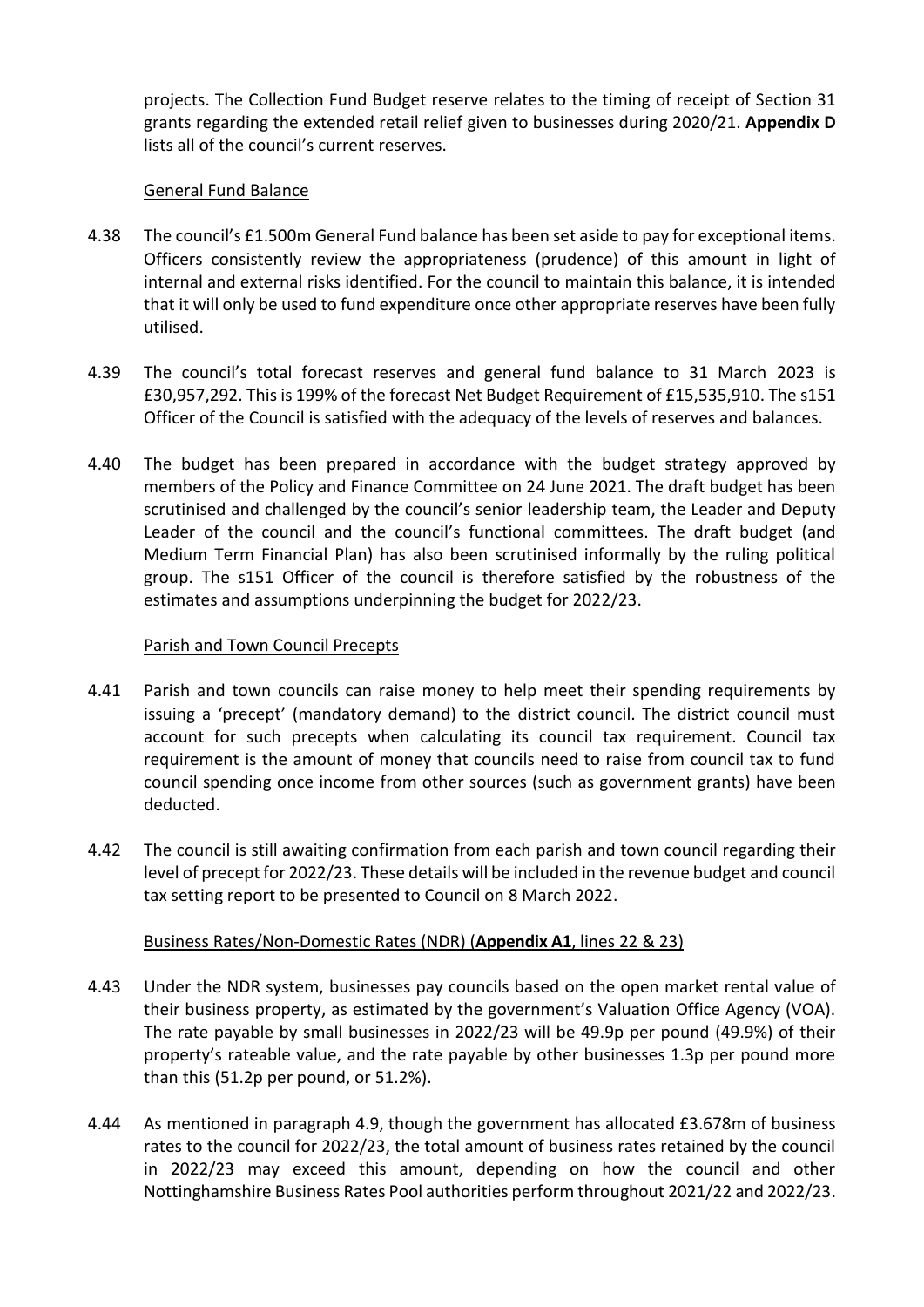projects. The Collection Fund Budget reserve relates to the timing of receipt of Section 31 grants regarding the extended retail relief given to businesses during 2020/21. **Appendix D** lists all of the council's current reserves.

General Fund Balance

4.38 The council's £1.500m General Fund balance has been set aside to pay for exceptional items. Officers consistently review the appropriateness (prudence) of this amount in light of internal and external risks identified. For the council to maintain this balance, it is intended that it will only be used to fund expenditure once other appropriate reserves have been fully utilised.

4.39 The council's total forecast reserves and general fund balance to 31 March 2023 is £30,957,292. This is 199% of the forecast Net Budget Requirement of £15,535,910. The s151 Officer of the Council is satisfied with the adequacy of the levels of reserves and balances.

4.40 The budget has been prepared in accordance with the budget strategy approved by members of the Policy and Finance Committee on 24 June 2021. The draft budget has been scrutinised and challenged by the council's senior leadership team, the Leader and Deputy Leader of the council and the council's functional committees. The draft budget (and Medium Term Financial Plan) has also been scrutinised informally by the ruling political group. The s151 Officer of the council is therefore satisfied by the robustness of the estimates and assumptions underpinning the budget for 2022/23.

Parish and Town Council Precepts

4.41 Parish and town councils can raise money to help meet their spending requirements by issuing a 'precept' (mandatory demand) to the district council. The district council must account for such precepts when calculating its council tax requirement. Council tax requirement is the amount of money that councils need to raise from council tax to fund council spending once income from other sources (such as government grants) have been deducted.

4.42 The council is still awaiting confirmation from each parish and town council regarding their level of precept for 2022/23. These details will be included in the revenue budget and council tax setting report to be presented to Council on 8 March 2022.

Business Rates/Non-Domestic Rates (NDR) (**Appendix A1**, lines 22 & 23)

4.43 Under the NDR system, businesses pay councils based on the open market rental value of their business property, as estimated by the government's Valuation Office Agency (VOA). The rate payable by small businesses in 2022/23 will be 49.9p per pound (49.9%) of their property's rateable value, and the rate payable by other businesses 1.3p per pound more than this (51.2p per pound, or 51.2%).

4.44 As mentioned in paragraph 4.9, though the government has allocated £3.678m of business rates to the council for 2022/23, the total amount of business rates retained by the council in 2022/23 may exceed this amount, depending on how the council and other Nottinghamshire Business Rates Pool authorities perform throughout 2021/22 and 2022/23.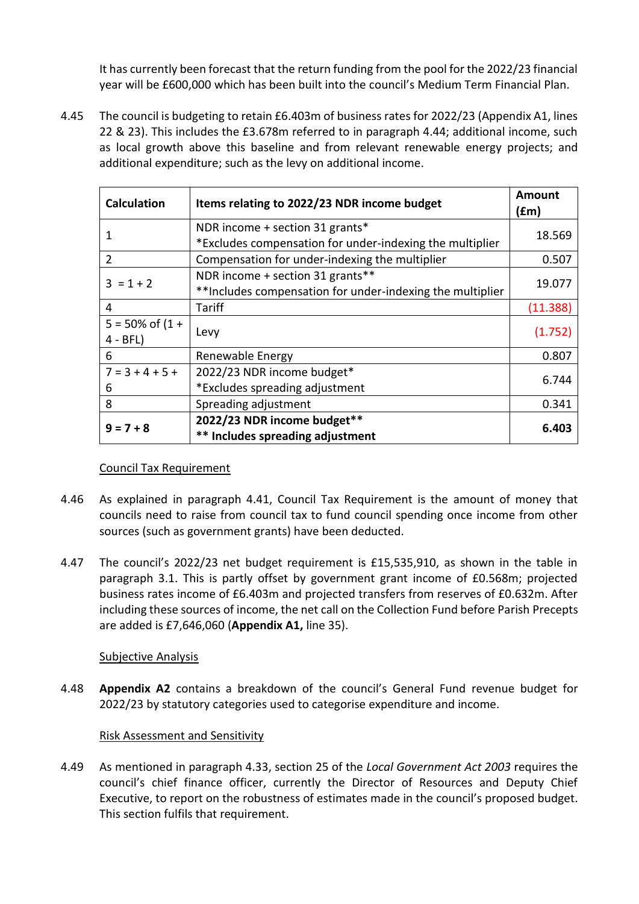It has currently been forecast that the return funding from the pool for the 2022/23 financial year will be £600,000 which has been built into the council's Medium Term Financial Plan.

4.45 The council is budgeting to retain £6.403m of business rates for 2022/23 (Appendix A1, lines 22 & 23). This includes the £3.678m referred to in paragraph 4.44; additional income, such as local growth above this baseline and from relevant renewable energy projects; and additional expenditure; such as the levy on additional income.

| Calculation | Items relating to 2022/23 NDR income budget | Amount (£m) |
|---|---|---|
| 1 | NDR income + section 31 grants*<br>*Excludes compensation for under-indexing the multiplier | 18.569 |
| 2 | Compensation for under-indexing the multiplier | 0.507 |
| 3 = 1 + 2 | NDR income + section 31 grants**<br>**Includes compensation for under-indexing the multiplier | 19.077 |
| 4 | Tariff | (11.388) |
| 5 = 50% of (1 + 4 - BFL) | Levy | (1.752) |
| 6 | Renewable Energy | 0.807 |
| 7 = 3 + 4 + 5 + 6 | 2022/23 NDR income budget*<br>*Excludes spreading adjustment | 6.744 |
| 8 | Spreading adjustment | 0.341 |
| **9 = 7 + 8** | **2022/23 NDR income budget\*\***<br>**\*\* Includes spreading adjustment** | **6.403** |

Council Tax Requirement

4.46 As explained in paragraph 4.41, Council Tax Requirement is the amount of money that councils need to raise from council tax to fund council spending once income from other sources (such as government grants) have been deducted.

4.47 The council's 2022/23 net budget requirement is £15,535,910, as shown in the table in paragraph 3.1. This is partly offset by government grant income of £0.568m; projected business rates income of £6.403m and projected transfers from reserves of £0.632m. After including these sources of income, the net call on the Collection Fund before Parish Precepts are added is £7,646,060 (**Appendix A1,** line 35).

Subjective Analysis

4.48 **Appendix A2** contains a breakdown of the council's General Fund revenue budget for 2022/23 by statutory categories used to categorise expenditure and income.

Risk Assessment and Sensitivity

4.49 As mentioned in paragraph 4.33, section 25 of the *Local Government Act 2003* requires the council's chief finance officer, currently the Director of Resources and Deputy Chief Executive, to report on the robustness of estimates made in the council's proposed budget. This section fulfils that requirement.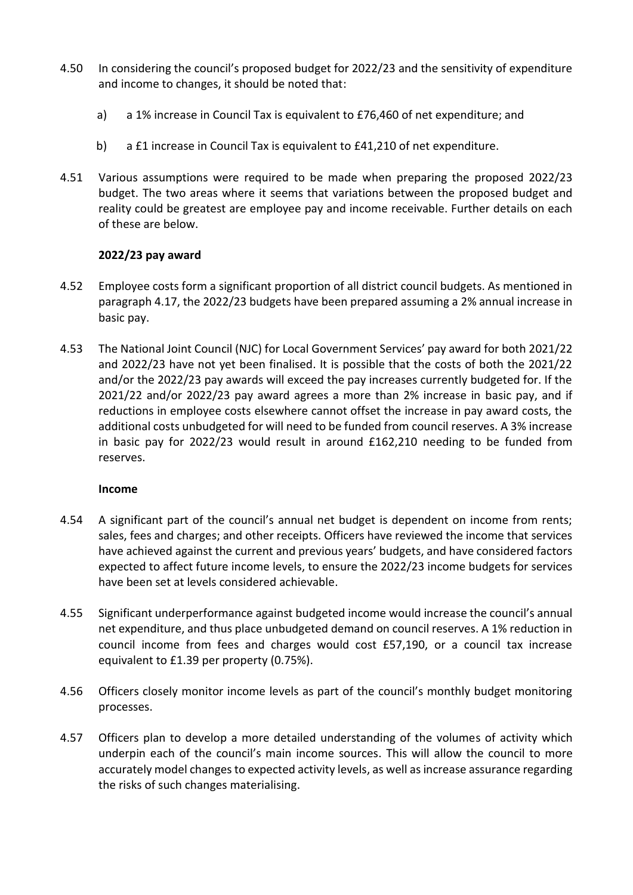4.50 In considering the council's proposed budget for 2022/23 and the sensitivity of expenditure and income to changes, it should be noted that:

a) a 1% increase in Council Tax is equivalent to £76,460 of net expenditure; and

b) a £1 increase in Council Tax is equivalent to £41,210 of net expenditure.

4.51 Various assumptions were required to be made when preparing the proposed 2022/23 budget. The two areas where it seems that variations between the proposed budget and reality could be greatest are employee pay and income receivable. Further details on each of these are below.

**2022/23 pay award**

4.52 Employee costs form a significant proportion of all district council budgets. As mentioned in paragraph 4.17, the 2022/23 budgets have been prepared assuming a 2% annual increase in basic pay.

4.53 The National Joint Council (NJC) for Local Government Services' pay award for both 2021/22 and 2022/23 have not yet been finalised. It is possible that the costs of both the 2021/22 and/or the 2022/23 pay awards will exceed the pay increases currently budgeted for. If the 2021/22 and/or 2022/23 pay award agrees a more than 2% increase in basic pay, and if reductions in employee costs elsewhere cannot offset the increase in pay award costs, the additional costs unbudgeted for will need to be funded from council reserves. A 3% increase in basic pay for 2022/23 would result in around £162,210 needing to be funded from reserves.

**Income**

4.54 A significant part of the council's annual net budget is dependent on income from rents; sales, fees and charges; and other receipts. Officers have reviewed the income that services have achieved against the current and previous years' budgets, and have considered factors expected to affect future income levels, to ensure the 2022/23 income budgets for services have been set at levels considered achievable.

4.55 Significant underperformance against budgeted income would increase the council's annual net expenditure, and thus place unbudgeted demand on council reserves. A 1% reduction in council income from fees and charges would cost £57,190, or a council tax increase equivalent to £1.39 per property (0.75%).

4.56 Officers closely monitor income levels as part of the council's monthly budget monitoring processes.

4.57 Officers plan to develop a more detailed understanding of the volumes of activity which underpin each of the council's main income sources. This will allow the council to more accurately model changes to expected activity levels, as well as increase assurance regarding the risks of such changes materialising.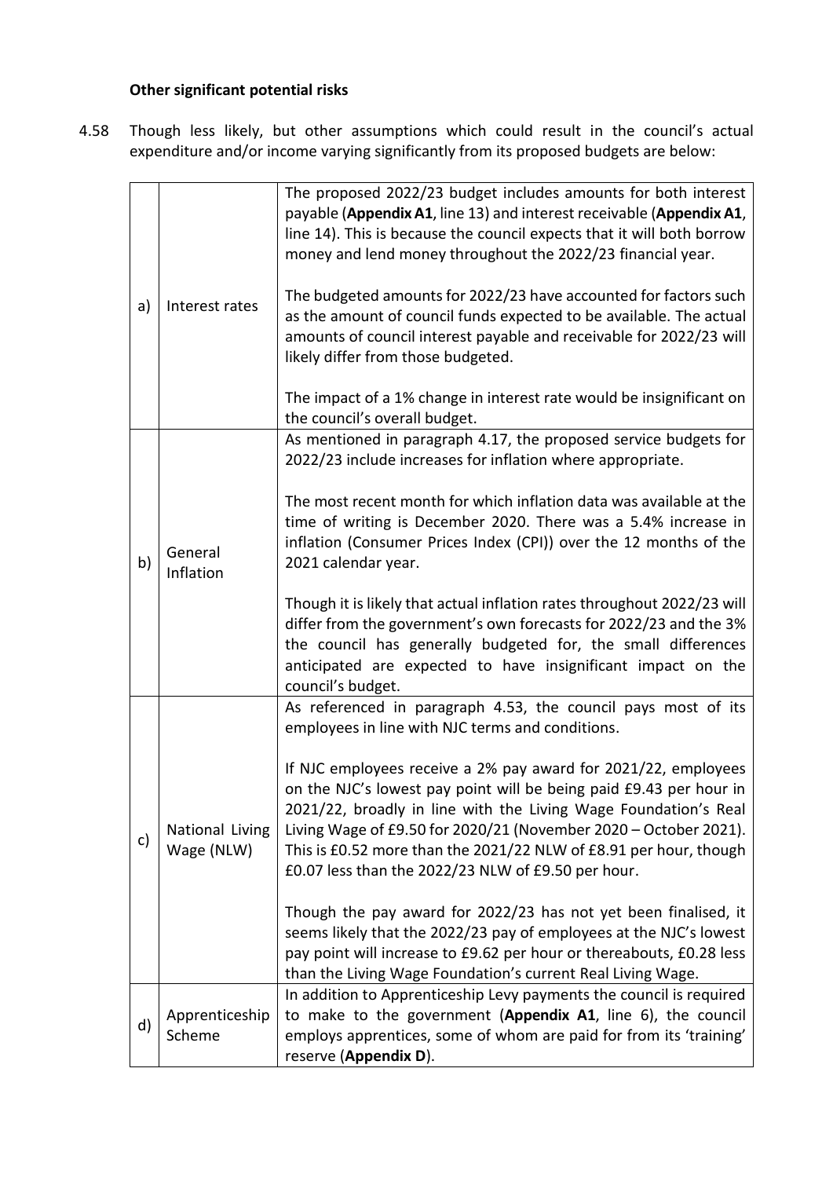**Other significant potential risks**

4.58 Though less likely, but other assumptions which could result in the council's actual expenditure and/or income varying significantly from its proposed budgets are below:

| | | |
|---|---|---|
| a) | Interest rates | The proposed 2022/23 budget includes amounts for both interest payable (**Appendix A1**, line 13) and interest receivable (**Appendix A1**, line 14). This is because the council expects that it will both borrow money and lend money throughout the 2022/23 financial year.<br><br>The budgeted amounts for 2022/23 have accounted for factors such as the amount of council funds expected to be available. The actual amounts of council interest payable and receivable for 2022/23 will likely differ from those budgeted.<br><br>The impact of a 1% change in interest rate would be insignificant on the council's overall budget. |
| b) | General Inflation | As mentioned in paragraph 4.17, the proposed service budgets for 2022/23 include increases for inflation where appropriate.<br><br>The most recent month for which inflation data was available at the time of writing is December 2020. There was a 5.4% increase in inflation (Consumer Prices Index (CPI)) over the 12 months of the 2021 calendar year.<br><br>Though it is likely that actual inflation rates throughout 2022/23 will differ from the government's own forecasts for 2022/23 and the 3% the council has generally budgeted for, the small differences anticipated are expected to have insignificant impact on the council's budget. |
| c) | National Living Wage (NLW) | As referenced in paragraph 4.53, the council pays most of its employees in line with NJC terms and conditions.<br><br>If NJC employees receive a 2% pay award for 2021/22, employees on the NJC's lowest pay point will be being paid £9.43 per hour in 2021/22, broadly in line with the Living Wage Foundation's Real Living Wage of £9.50 for 2020/21 (November 2020 – October 2021). This is £0.52 more than the 2021/22 NLW of £8.91 per hour, though £0.07 less than the 2022/23 NLW of £9.50 per hour.<br><br>Though the pay award for 2022/23 has not yet been finalised, it seems likely that the 2022/23 pay of employees at the NJC's lowest pay point will increase to £9.62 per hour or thereabouts, £0.28 less than the Living Wage Foundation's current Real Living Wage. |
| d) | Apprenticeship Scheme | In addition to Apprenticeship Levy payments the council is required to make to the government (**Appendix A1**, line 6), the council employs apprentices, some of whom are paid for from its 'training' reserve (**Appendix D**). |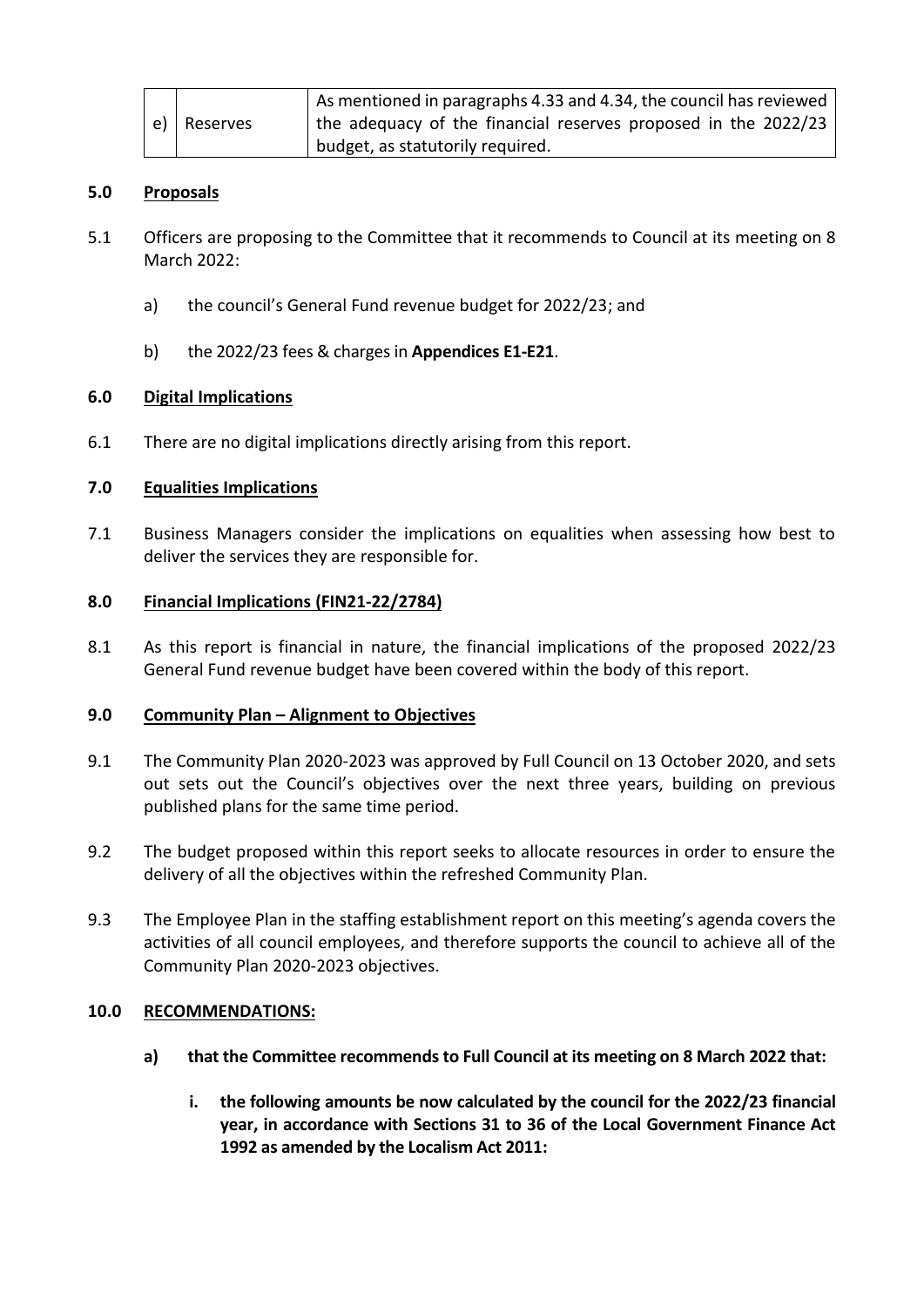| e) | Reserves | As mentioned in paragraphs 4.33 and 4.34, the council has reviewed the adequacy of the financial reserves proposed in the 2022/23 budget, as statutorily required. |
|---|---|---|

## 5.0 Proposals

5.1 Officers are proposing to the Committee that it recommends to Council at its meeting on 8 March 2022:

a) the council's General Fund revenue budget for 2022/23; and

b) the 2022/23 fees & charges in **Appendices E1-E21**.

## 6.0 Digital Implications

6.1 There are no digital implications directly arising from this report.

## 7.0 Equalities Implications

7.1 Business Managers consider the implications on equalities when assessing how best to deliver the services they are responsible for.

## 8.0 Financial Implications (FIN21-22/2784)

8.1 As this report is financial in nature, the financial implications of the proposed 2022/23 General Fund revenue budget have been covered within the body of this report.

## 9.0 Community Plan – Alignment to Objectives

9.1 The Community Plan 2020-2023 was approved by Full Council on 13 October 2020, and sets out sets out the Council's objectives over the next three years, building on previous published plans for the same time period.

9.2 The budget proposed within this report seeks to allocate resources in order to ensure the delivery of all the objectives within the refreshed Community Plan.

9.3 The Employee Plan in the staffing establishment report on this meeting's agenda covers the activities of all council employees, and therefore supports the council to achieve all of the Community Plan 2020-2023 objectives.

## 10.0 RECOMMENDATIONS:

**a) that the Committee recommends to Full Council at its meeting on 8 March 2022 that:**

**i. the following amounts be now calculated by the council for the 2022/23 financial year, in accordance with Sections 31 to 36 of the Local Government Finance Act 1992 as amended by the Localism Act 2011:**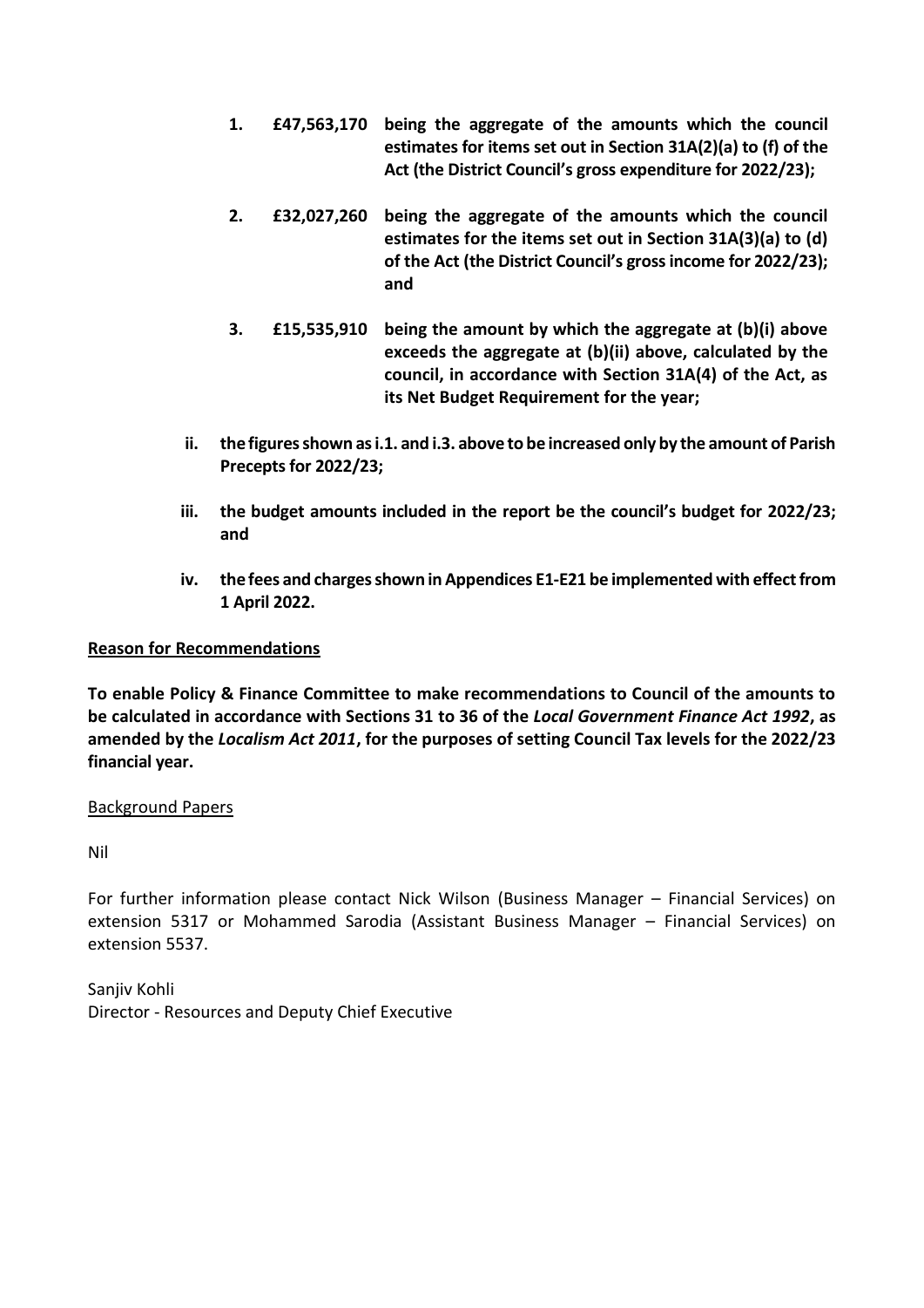1. **£47,563,170 being the aggregate of the amounts which the council estimates for items set out in Section 31A(2)(a) to (f) of the Act (the District Council's gross expenditure for 2022/23);**

2. **£32,027,260 being the aggregate of the amounts which the council estimates for the items set out in Section 31A(3)(a) to (d) of the Act (the District Council's gross income for 2022/23); and**

3. **£15,535,910 being the amount by which the aggregate at (b)(i) above exceeds the aggregate at (b)(ii) above, calculated by the council, in accordance with Section 31A(4) of the Act, as its Net Budget Requirement for the year;**

- **ii. the figures shown as i.1. and i.3. above to be increased only by the amount of Parish Precepts for 2022/23;**
- **iii. the budget amounts included in the report be the council's budget for 2022/23; and**
- **iv. the fees and charges shown in Appendices E1-E21 be implemented with effect from 1 April 2022.**

**<u>Reason for Recommendations</u>**

**To enable Policy & Finance Committee to make recommendations to Council of the amounts to be calculated in accordance with Sections 31 to 36 of the *Local Government Finance Act 1992*, as amended by the *Localism Act 2011*, for the purposes of setting Council Tax levels for the 2022/23 financial year.**

<u>Background Papers</u>

Nil

For further information please contact Nick Wilson (Business Manager – Financial Services) on extension 5317 or Mohammed Sarodia (Assistant Business Manager – Financial Services) on extension 5537.

Sanjiv Kohli
Director - Resources and Deputy Chief Executive